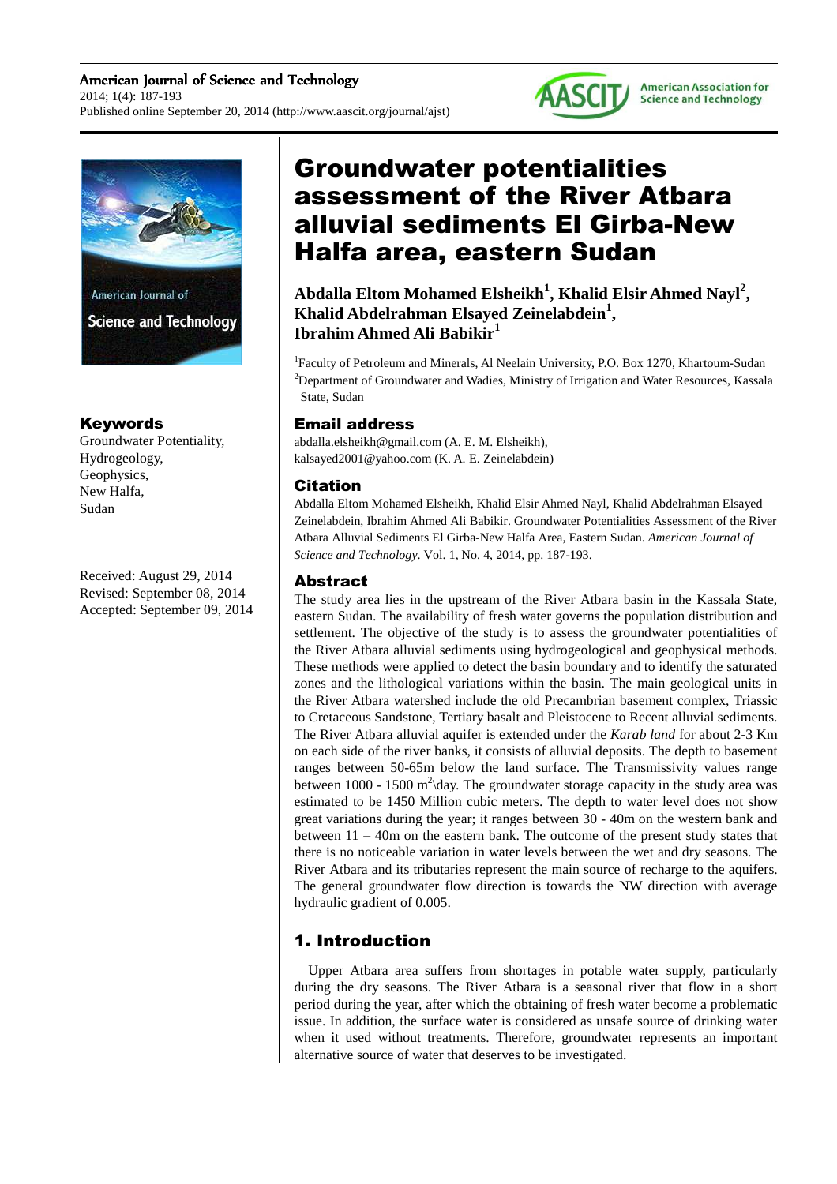# Groundwater potentialities assessment of the River Atbara alluvial sediments El Girba-New Halfa area, eastern Sudan

**Abdalla Eltom Mohamed Elsheikh[1], Khalid Elsir Ahmed Nayl[2], Khalid Abdelrahman Elsayed Zeinelabdein[1], Ibrahim Ahmed Ali Babikir[1]**

[1]Faculty of Petroleum and Minerals, Al Neelain University, P.O. Box 1270, Khartoum-Sudan
[2]Department of Groundwater and Wadies, Ministry of Irrigation and Water Resources, Kassala State, Sudan

## Email address

abdalla.elsheikh@gmail.com (A. E. M. Elsheikh),
kalsayed2001@yahoo.com (K. A. E. Zeinelabdein)

## Citation

Abdalla Eltom Mohamed Elsheikh, Khalid Elsir Ahmed Nayl, Khalid Abdelrahman Elsayed Zeinelabdein, Ibrahim Ahmed Ali Babikir. Groundwater Potentialities Assessment of the River Atbara Alluvial Sediments El Girba-New Halfa Area, Eastern Sudan. *American Journal of Science and Technology*. Vol. 1, No. 4, 2014, pp. 187-193.

## Keywords

Groundwater Potentiality,
Hydrogeology,
Geophysics,
New Halfa,
Sudan

Received: August 29, 2014
Revised: September 08, 2014
Accepted: September 09, 2014

## Abstract

The study area lies in the upstream of the River Atbara basin in the Kassala State, eastern Sudan. The availability of fresh water governs the population distribution and settlement. The objective of the study is to assess the groundwater potentialities of the River Atbara alluvial sediments using hydrogeological and geophysical methods. These methods were applied to detect the basin boundary and to identify the saturated zones and the lithological variations within the basin. The main geological units in the River Atbara watershed include the old Precambrian basement complex, Triassic to Cretaceous Sandstone, Tertiary basalt and Pleistocene to Recent alluvial sediments. The River Atbara alluvial aquifer is extended under the *Karab land* for about 2-3 Km on each side of the river banks, it consists of alluvial deposits. The depth to basement ranges between 50-65m below the land surface. The Transmissivity values range between 1000 - 1500 $m^2$\day. The groundwater storage capacity in the study area was estimated to be 1450 Million cubic meters. The depth to water level does not show great variations during the year; it ranges between 30 - 40m on the western bank and between 11 – 40m on the eastern bank. The outcome of the present study states that there is no noticeable variation in water levels between the wet and dry seasons. The River Atbara and its tributaries represent the main source of recharge to the aquifers. The general groundwater flow direction is towards the NW direction with average hydraulic gradient of 0.005.

## 1. Introduction

Upper Atbara area suffers from shortages in potable water supply, particularly during the dry seasons. The River Atbara is a seasonal river that flow in a short period during the year, after which the obtaining of fresh water become a problematic issue. In addition, the surface water is considered as unsafe source of drinking water when it used without treatments. Therefore, groundwater represents an important alternative source of water that deserves to be investigated.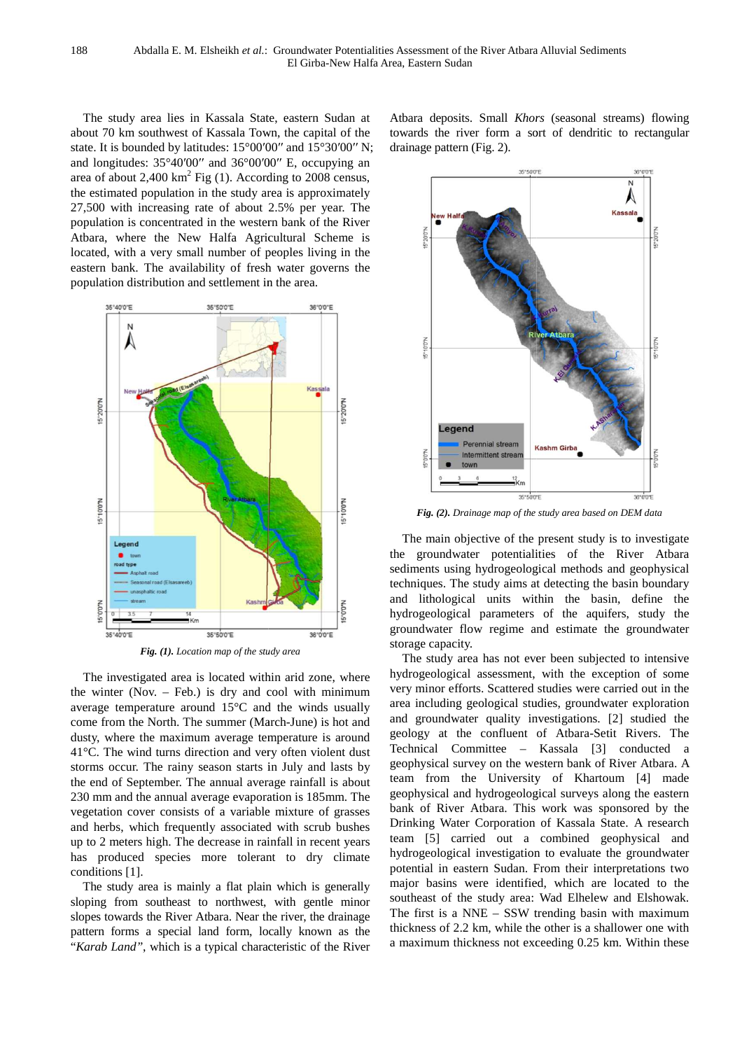The study area lies in Kassala State, eastern Sudan at about 70 km southwest of Kassala Town, the capital of the state. It is bounded by latitudes: 15°00′00″ and 15°30′00″ N; and longitudes: 35°40′00″ and 36°00′00″ E, occupying an area of about 2,400 km$^2$ Fig (1). According to 2008 census, the estimated population in the study area is approximately 27,500 with increasing rate of about 2.5% per year. The population is concentrated in the western bank of the River Atbara, where the New Halfa Agricultural Scheme is located, with a very small number of peoples living in the eastern bank. The availability of fresh water governs the population distribution and settlement in the area.

***Fig. (1).*** *Location map of the study area*

The investigated area is located within arid zone, where the winter (Nov. – Feb.) is dry and cool with minimum average temperature around 15°C and the winds usually come from the North. The summer (March-June) is hot and dusty, where the maximum average temperature is around 41°C. The wind turns direction and very often violent dust storms occur. The rainy season starts in July and lasts by the end of September. The annual average rainfall is about 230 mm and the annual average evaporation is 185mm. The vegetation cover consists of a variable mixture of grasses and herbs, which frequently associated with scrub bushes up to 2 meters high. The decrease in rainfall in recent years has produced species more tolerant to dry climate conditions [1].

The study area is mainly a flat plain which is generally sloping from southeast to northwest, with gentle minor slopes towards the River Atbara. Near the river, the drainage pattern forms a special land form, locally known as the "*Karab Land"*, which is a typical characteristic of the River Atbara deposits. Small *Khors* (seasonal streams) flowing towards the river form a sort of dendritic to rectangular drainage pattern (Fig. 2).

***Fig. (2).*** *Drainage map of the study area based on DEM data*

The main objective of the present study is to investigate the groundwater potentialities of the River Atbara sediments using hydrogeological methods and geophysical techniques. The study aims at detecting the basin boundary and lithological units within the basin, define the hydrogeological parameters of the aquifers, study the groundwater flow regime and estimate the groundwater storage capacity.

The study area has not ever been subjected to intensive hydrogeological assessment, with the exception of some very minor efforts. Scattered studies were carried out in the area including geological studies, groundwater exploration and groundwater quality investigations. [2] studied the geology at the confluent of Atbara-Setit Rivers. The Technical Committee – Kassala [3] conducted a geophysical survey on the western bank of River Atbara. A team from the University of Khartoum [4] made geophysical and hydrogeological surveys along the eastern bank of River Atbara. This work was sponsored by the Drinking Water Corporation of Kassala State. A research team [5] carried out a combined geophysical and hydrogeological investigation to evaluate the groundwater potential in eastern Sudan. From their interpretations two major basins were identified, which are located to the southeast of the study area: Wad Elhelew and Elshowak. The first is a NNE – SSW trending basin with maximum thickness of 2.2 km, while the other is a shallower one with a maximum thickness not exceeding 0.25 km. Within these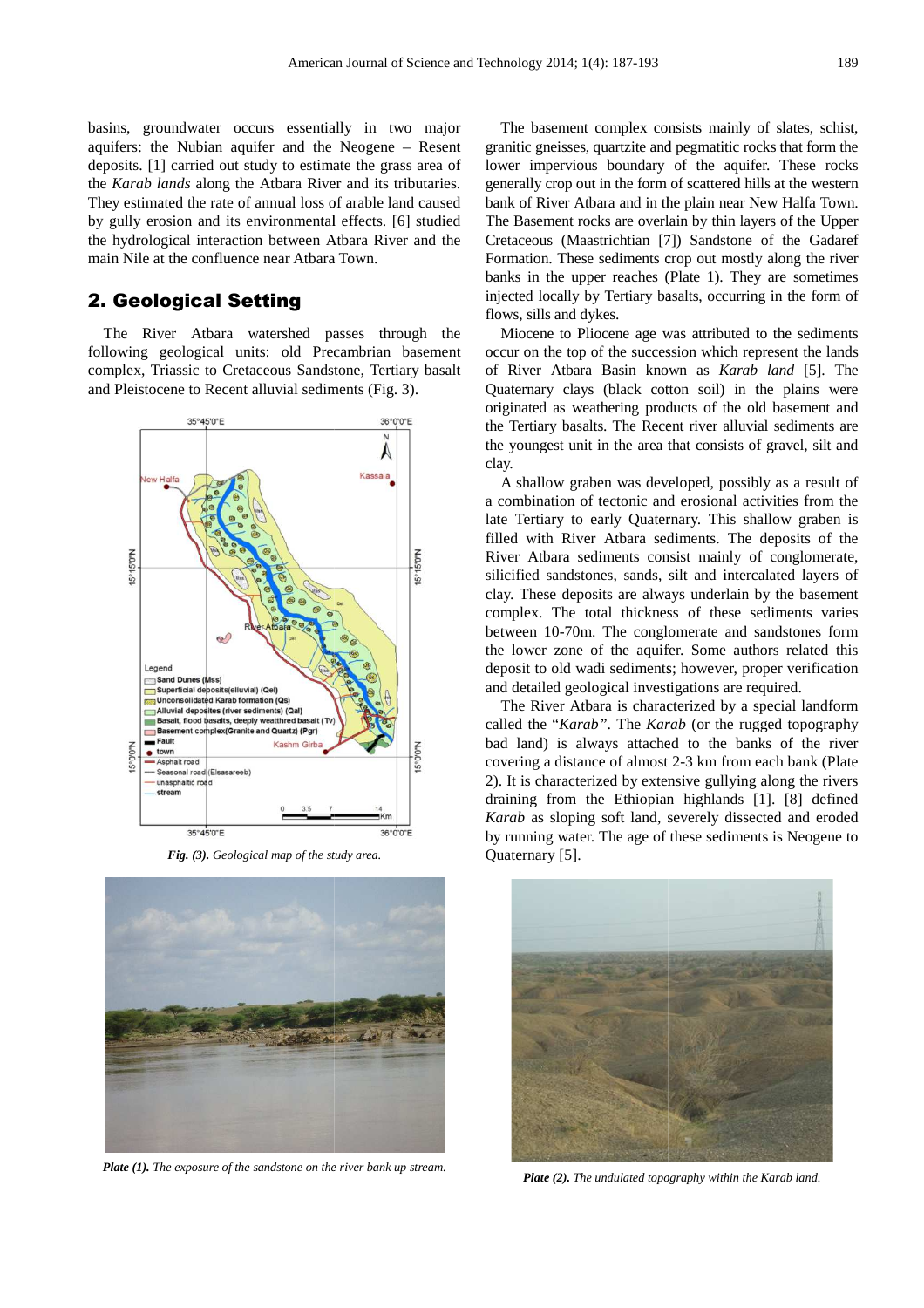basins, groundwater occurs essentially in two major aquifers: the Nubian aquifer and the Neogene – Resent deposits. [1] carried out study to estimate the grass area of the *Karab lands* along the Atbara River and its tributaries. They estimated the rate of annual loss of arable land caused by gully erosion and its environmental effects. [6] studied the hydrological interaction between Atbara River and the main Nile at the confluence near Atbara Town.

## 2. Geological Setting

The River Atbara watershed passes through the following geological units: old Precambrian basement complex, Triassic to Cretaceous Sandstone, Tertiary basalt and Pleistocene to Recent alluvial sediments (Fig. 3).

***Fig. (3).*** *Geological map of the study area.*

***Plate (1).*** *The exposure of the sandstone on the river bank up stream.*

The basement complex consists mainly of slates, schist, granitic gneisses, quartzite and pegmatitic rocks that form the lower impervious boundary of the aquifer. These rocks generally crop out in the form of scattered hills at the western bank of River Atbara and in the plain near New Halfa Town. The Basement rocks are overlain by thin layers of the Upper Cretaceous (Maastrichtian [7]) Sandstone of the Gadaref Formation. These sediments crop out mostly along the river banks in the upper reaches (Plate 1). They are sometimes injected locally by Tertiary basalts, occurring in the form of flows, sills and dykes.

Miocene to Pliocene age was attributed to the sediments occur on the top of the succession which represent the lands of River Atbara Basin known as *Karab land* [5]. The Quaternary clays (black cotton soil) in the plains were originated as weathering products of the old basement and the Tertiary basalts. The Recent river alluvial sediments are the youngest unit in the area that consists of gravel, silt and clay.

A shallow graben was developed, possibly as a result of a combination of tectonic and erosional activities from the late Tertiary to early Quaternary. This shallow graben is filled with River Atbara sediments. The deposits of the River Atbara sediments consist mainly of conglomerate, silicified sandstones, sands, silt and intercalated layers of clay. These deposits are always underlain by the basement complex. The total thickness of these sediments varies between 10-70m. The conglomerate and sandstones form the lower zone of the aquifer. Some authors related this deposit to old wadi sediments; however, proper verification and detailed geological investigations are required.

The River Atbara is characterized by a special landform called the "*Karab*". The *Karab* (or the rugged topography bad land) is always attached to the banks of the river covering a distance of almost 2-3 km from each bank (Plate 2). It is characterized by extensive gullying along the rivers draining from the Ethiopian highlands [1]. [8] defined *Karab* as sloping soft land, severely dissected and eroded by running water. The age of these sediments is Neogene to Quaternary [5].

***Plate (2).*** *The undulated topography within the Karab land.*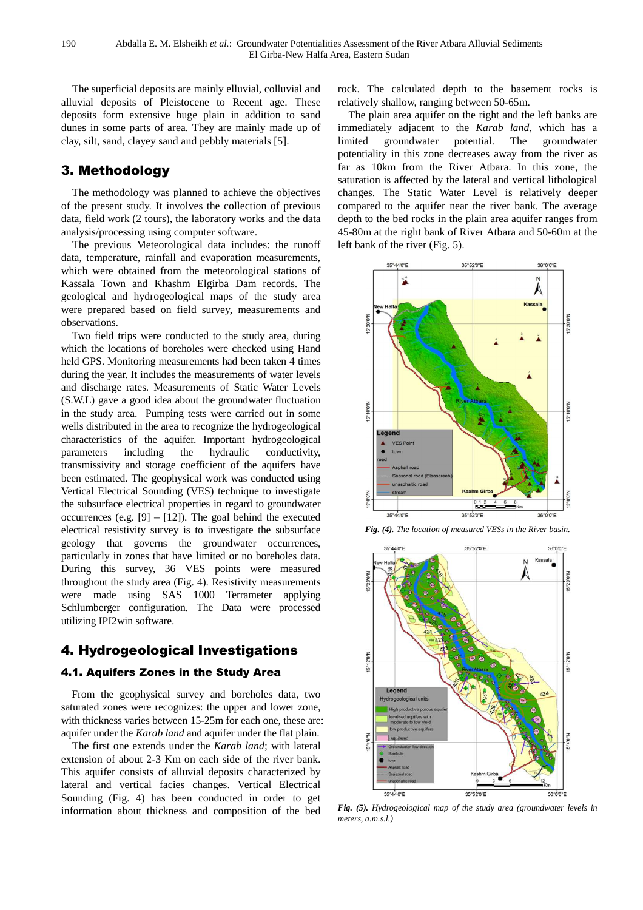The superficial deposits are mainly elluvial, colluvial and alluvial deposits of Pleistocene to Recent age. These deposits form extensive huge plain in addition to sand dunes in some parts of area. They are mainly made up of clay, silt, sand, clayey sand and pebbly materials [5].

## 3. Methodology

The methodology was planned to achieve the objectives of the present study. It involves the collection of previous data, field work (2 tours), the laboratory works and the data analysis/processing using computer software.

The previous Meteorological data includes: the runoff data, temperature, rainfall and evaporation measurements, which were obtained from the meteorological stations of Kassala Town and Khashm Elgirba Dam records. The geological and hydrogeological maps of the study area were prepared based on field survey, measurements and observations.

Two field trips were conducted to the study area, during which the locations of boreholes were checked using Hand held GPS. Monitoring measurements had been taken 4 times during the year. It includes the measurements of water levels and discharge rates. Measurements of Static Water Levels (S.W.L) gave a good idea about the groundwater fluctuation in the study area. Pumping tests were carried out in some wells distributed in the area to recognize the hydrogeological characteristics of the aquifer. Important hydrogeological parameters including the hydraulic conductivity, transmissivity and storage coefficient of the aquifers have been estimated. The geophysical work was conducted using Vertical Electrical Sounding (VES) technique to investigate the subsurface electrical properties in regard to groundwater occurrences (e.g. [9] – [12]). The goal behind the executed electrical resistivity survey is to investigate the subsurface geology that governs the groundwater occurrences, particularly in zones that have limited or no boreholes data. During this survey, 36 VES points were measured throughout the study area (Fig. 4). Resistivity measurements were made using SAS 1000 Terrameter applying Schlumberger configuration. The Data were processed utilizing IPI2win software.

## 4. Hydrogeological Investigations

### 4.1. Aquifers Zones in the Study Area

From the geophysical survey and boreholes data, two saturated zones were recognizes: the upper and lower zone, with thickness varies between 15-25m for each one, these are: aquifer under the *Karab land* and aquifer under the flat plain.

The first one extends under the *Karab land*; with lateral extension of about 2-3 Km on each side of the river bank. This aquifer consists of alluvial deposits characterized by lateral and vertical facies changes. Vertical Electrical Sounding (Fig. 4) has conducted in order to get information about thickness and composition of the bed rock. The calculated depth to the basement rocks is relatively shallow, ranging between 50-65m.

The plain area aquifer on the right and the left banks are immediately adjacent to the *Karab land*, which has a limited groundwater potential. The groundwater potentiality in this zone decreases away from the river as far as 10km from the River Atbara. In this zone, the saturation is affected by the lateral and vertical lithological changes. The Static Water Level is relatively deeper compared to the aquifer near the river bank. The average depth to the bed rocks in the plain area aquifer ranges from 45-80m at the right bank of River Atbara and 50-60m at the left bank of the river (Fig. 5).

***Fig. (4).*** *The location of measured VESs in the River basin.*

***Fig. (5).*** *Hydrogeological map of the study area (groundwater levels in meters, a.m.s.l.)*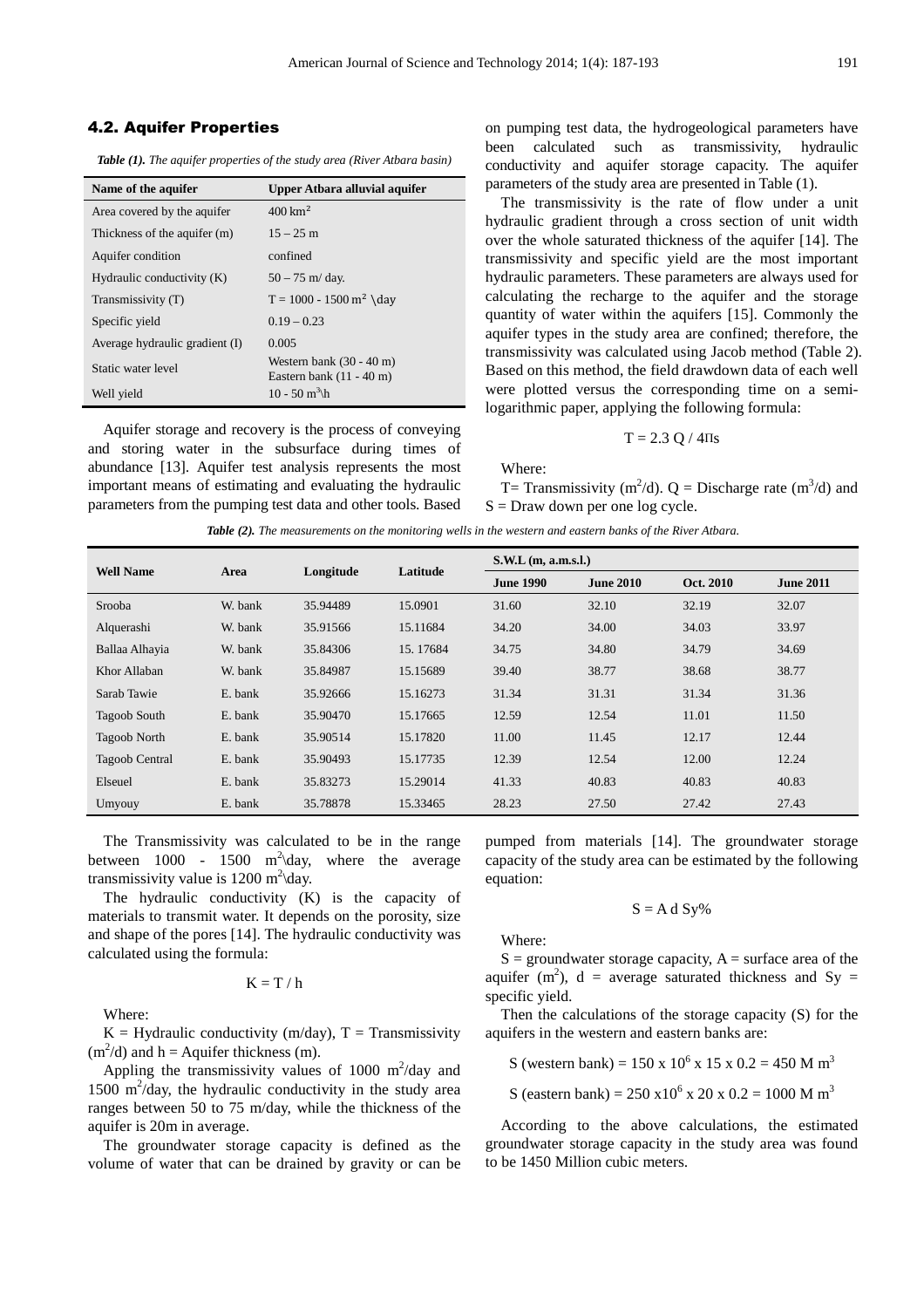### 4.2. Aquifer Properties

*Table (1). The aquifer properties of the study area (River Atbara basin)*

| Name of the aquifer | Upper Atbara alluvial aquifer |
| --- | --- |
| Area covered by the aquifer | $400 \text{ km}^2$ |
| Thickness of the aquifer (m) | 15 – 25 m |
| Aquifer condition | confined |
| Hydraulic conductivity (K) | 50 – 75 m/ day. |
| Transmissivity (T) | T = 1000 - 1500 $\text{m}^2$ \day |
| Specific yield | 0.19 – 0.23 |
| Average hydraulic gradient (I) | 0.005 |
| Static water level | Western bank (30 - 40 m) Eastern bank (11 - 40 m) |
| Well yield | 10 - 50 $\text{m}^3$\h |

Aquifer storage and recovery is the process of conveying and storing water in the subsurface during times of abundance [13]. Aquifer test analysis represents the most important means of estimating and evaluating the hydraulic parameters from the pumping test data and other tools. Based on pumping test data, the hydrogeological parameters have been calculated such as transmissivity, hydraulic conductivity and aquifer storage capacity. The aquifer parameters of the study area are presented in Table (1).

The transmissivity is the rate of flow under a unit hydraulic gradient through a cross section of unit width over the whole saturated thickness of the aquifer [14]. The transmissivity and specific yield are the most important hydraulic parameters. These parameters are always used for calculating the recharge to the aquifer and the storage quantity of water within the aquifers [15]. Commonly the aquifer types in the study area are confined; therefore, the transmissivity was calculated using Jacob method (Table 2). Based on this method, the field drawdown data of each well were plotted versus the corresponding time on a semi-logarithmic paper, applying the following formula:

$$T = 2.3 \, Q / 4\pi s$$

Where:

T= Transmissivity ($\text{m}^2$/d). Q = Discharge rate ($\text{m}^3$/d) and S = Draw down per one log cycle.

*Table (2). The measurements on the monitoring wells in the western and eastern banks of the River Atbara.*

| Well Name | Area | Longitude | Latitude | S.W.L (m, a.m.s.l.) | | | |
| --- | --- | --- | --- | --- | --- | --- | --- |
| | | | | June 1990 | June 2010 | Oct. 2010 | June 2011 |
| Srooba | W. bank | 35.94489 | 15.0901 | 31.60 | 32.10 | 32.19 | 32.07 |
| Alquerashi | W. bank | 35.91566 | 15.11684 | 34.20 | 34.00 | 34.03 | 33.97 |
| Ballaa Alhayia | W. bank | 35.84306 | 15. 17684 | 34.75 | 34.80 | 34.79 | 34.69 |
| Khor Allaban | W. bank | 35.84987 | 15.15689 | 39.40 | 38.77 | 38.68 | 38.77 |
| Sarab Tawie | E. bank | 35.92666 | 15.16273 | 31.34 | 31.31 | 31.34 | 31.36 |
| Tagoob South | E. bank | 35.90470 | 15.17665 | 12.59 | 12.54 | 11.01 | 11.50 |
| Tagoob North | E. bank | 35.90514 | 15.17820 | 11.00 | 11.45 | 12.17 | 12.44 |
| Tagoob Central | E. bank | 35.90493 | 15.17735 | 12.39 | 12.54 | 12.00 | 12.24 |
| Elseuel | E. bank | 35.83273 | 15.29014 | 41.33 | 40.83 | 40.83 | 40.83 |
| Umyouy | E. bank | 35.78878 | 15.33465 | 28.23 | 27.50 | 27.42 | 27.43 |

The Transmissivity was calculated to be in the range between 1000 - 1500 $\text{m}^2$\day, where the average transmissivity value is 1200 $\text{m}^2$\day.

The hydraulic conductivity (K) is the capacity of materials to transmit water. It depends on the porosity, size and shape of the pores [14]. The hydraulic conductivity was calculated using the formula:

$$K = T / h$$

Where:

K = Hydraulic conductivity (m/day), T = Transmissivity ($\text{m}^2$/d) and h = Aquifer thickness (m).

Appling the transmissivity values of 1000 $\text{m}^2$/day and 1500 $\text{m}^2$/day, the hydraulic conductivity in the study area ranges between 50 to 75 m/day, while the thickness of the aquifer is 20m in average.

The groundwater storage capacity is defined as the volume of water that can be drained by gravity or can be pumped from materials [14]. The groundwater storage capacity of the study area can be estimated by the following equation:

$$S = A \, d \, Sy\%$$

Where:

S = groundwater storage capacity, A = surface area of the aquifer ($\text{m}^2$), d = average saturated thickness and Sy = specific yield.

Then the calculations of the storage capacity (S) for the aquifers in the western and eastern banks are:

S (western bank) = $150 \times 10^6 \times 15 \times 0.2 = 450 \text{ M m}^3$

S (eastern bank) = $250 \times 10^6 \times 20 \times 0.2 = 1000 \text{ M m}^3$

According to the above calculations, the estimated groundwater storage capacity in the study area was found to be 1450 Million cubic meters.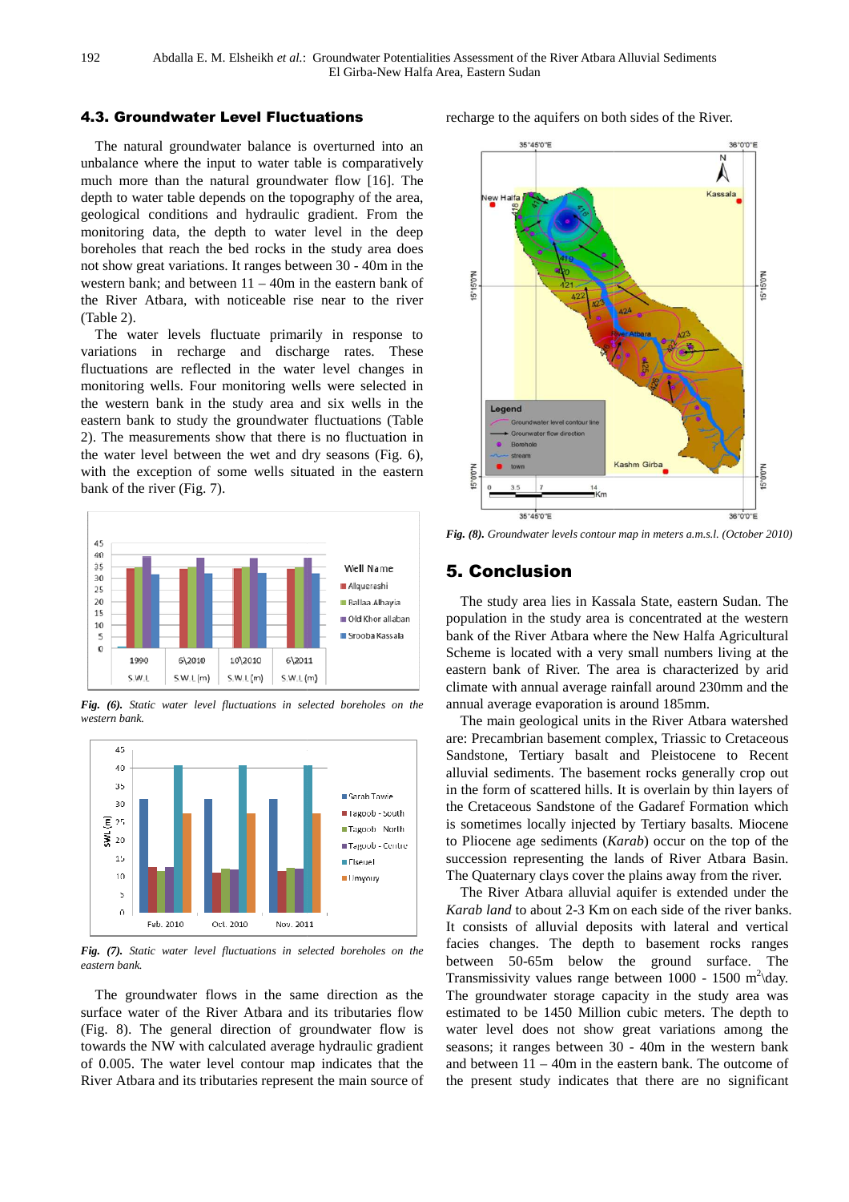### 4.3. Groundwater Level Fluctuations

The natural groundwater balance is overturned into an unbalance where the input to water table is comparatively much more than the natural groundwater flow [16]. The depth to water table depends on the topography of the area, geological conditions and hydraulic gradient. From the monitoring data, the depth to water level in the deep boreholes that reach the bed rocks in the study area does not show great variations. It ranges between 30 - 40m in the western bank; and between 11 – 40m in the eastern bank of the River Atbara, with noticeable rise near to the river (Table 2).

The water levels fluctuate primarily in response to variations in recharge and discharge rates. These fluctuations are reflected in the water level changes in monitoring wells. Four monitoring wells were selected in the western bank in the study area and six wells in the eastern bank to study the groundwater fluctuations (Table 2). The measurements show that there is no fluctuation in the water level between the wet and dry seasons (Fig. 6), with the exception of some wells situated in the eastern bank of the river (Fig. 7).

***Fig. (6).*** *Static water level fluctuations in selected boreholes on the western bank.*

***Fig. (7).*** *Static water level fluctuations in selected boreholes on the eastern bank.*

The groundwater flows in the same direction as the surface water of the River Atbara and its tributaries flow (Fig. 8). The general direction of groundwater flow is towards the NW with calculated average hydraulic gradient of 0.005. The water level contour map indicates that the River Atbara and its tributaries represent the main source of recharge to the aquifers on both sides of the River.

***Fig. (8).*** *Groundwater levels contour map in meters a.m.s.l. (October 2010)*

## 5. Conclusion

The study area lies in Kassala State, eastern Sudan. The population in the study area is concentrated at the western bank of the River Atbara where the New Halfa Agricultural Scheme is located with a very small numbers living at the eastern bank of River. The area is characterized by arid climate with annual average rainfall around 230mm and the annual average evaporation is around 185mm.

The main geological units in the River Atbara watershed are: Precambrian basement complex, Triassic to Cretaceous Sandstone, Tertiary basalt and Pleistocene to Recent alluvial sediments. The basement rocks generally crop out in the form of scattered hills. It is overlain by thin layers of the Cretaceous Sandstone of the Gadaref Formation which is sometimes locally injected by Tertiary basalts. Miocene to Pliocene age sediments (*Karab*) occur on the top of the succession representing the lands of River Atbara Basin. The Quaternary clays cover the plains away from the river.

The River Atbara alluvial aquifer is extended under the *Karab land* to about 2-3 Km on each side of the river banks. It consists of alluvial deposits with lateral and vertical facies changes. The depth to basement rocks ranges between 50-65m below the ground surface. The Transmissivity values range between 1000 - 1500 $m^2$\day. The groundwater storage capacity in the study area was estimated to be 1450 Million cubic meters. The depth to water level does not show great variations among the seasons; it ranges between 30 - 40m in the western bank and between 11 – 40m in the eastern bank. The outcome of the present study indicates that there are no significant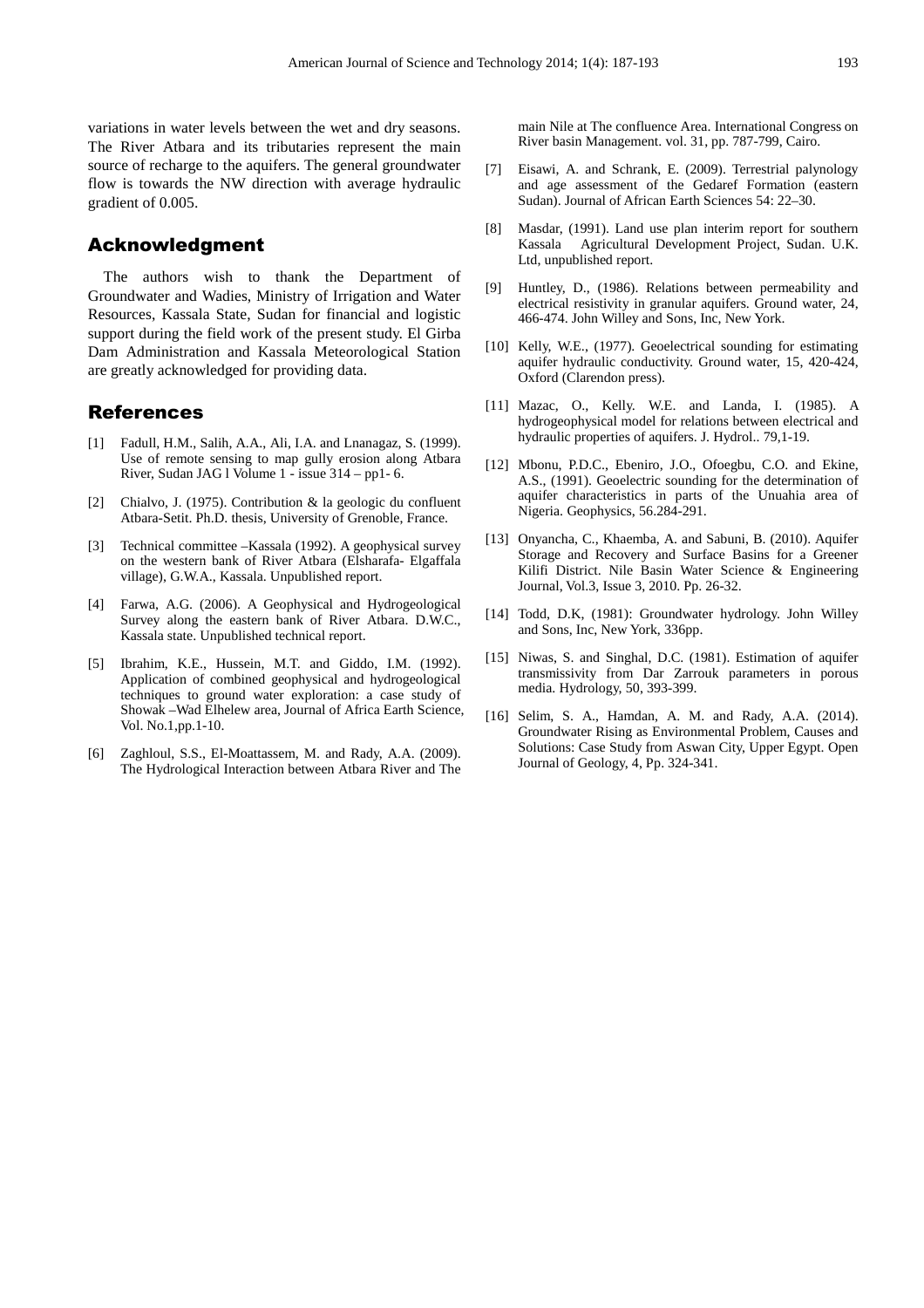variations in water levels between the wet and dry seasons. The River Atbara and its tributaries represent the main source of recharge to the aquifers. The general groundwater flow is towards the NW direction with average hydraulic gradient of 0.005.

## Acknowledgment

The authors wish to thank the Department of Groundwater and Wadies, Ministry of Irrigation and Water Resources, Kassala State, Sudan for financial and logistic support during the field work of the present study. El Girba Dam Administration and Kassala Meteorological Station are greatly acknowledged for providing data.

## References

[1] Fadull, H.M., Salih, A.A., Ali, I.A. and Lnanagaz, S. (1999). Use of remote sensing to map gully erosion along Atbara River, Sudan JAG l Volume 1 - issue 314 – pp1- 6.

[2] Chialvo, J. (1975). Contribution & la geologic du confluent Atbara-Setit. Ph.D. thesis, University of Grenoble, France.

[3] Technical committee –Kassala (1992). A geophysical survey on the western bank of River Atbara (Elsharafa- Elgaffala village), G.W.A., Kassala. Unpublished report.

[4] Farwa, A.G. (2006). A Geophysical and Hydrogeological Survey along the eastern bank of River Atbara. D.W.C., Kassala state. Unpublished technical report.

[5] Ibrahim, K.E., Hussein, M.T. and Giddo, I.M. (1992). Application of combined geophysical and hydrogeological techniques to ground water exploration: a case study of Showak –Wad Elhelew area, Journal of Africa Earth Science, Vol. No.1,pp.1-10.

[6] Zaghloul, S.S., El-Moattassem, M. and Rady, A.A. (2009). The Hydrological Interaction between Atbara River and The main Nile at The confluence Area. International Congress on River basin Management. vol. 31, pp. 787-799, Cairo.

[7] Eisawi, A. and Schrank, E. (2009). Terrestrial palynology and age assessment of the Gedaref Formation (eastern Sudan). Journal of African Earth Sciences 54: 22–30.

[8] Masdar, (1991). Land use plan interim report for southern Kassala Agricultural Development Project, Sudan. U.K. Ltd, unpublished report.

[9] Huntley, D., (1986). Relations between permeability and electrical resistivity in granular aquifers. Ground water, 24, 466-474. John Willey and Sons, Inc, New York.

[10] Kelly, W.E., (1977). Geoelectrical sounding for estimating aquifer hydraulic conductivity. Ground water, 15, 420-424, Oxford (Clarendon press).

[11] Mazac, O., Kelly. W.E. and Landa, I. (1985). A hydrogeophysical model for relations between electrical and hydraulic properties of aquifers. J. Hydrol.. 79,1-19.

[12] Mbonu, P.D.C., Ebeniro, J.O., Ofoegbu, C.O. and Ekine, A.S., (1991). Geoelectric sounding for the determination of aquifer characteristics in parts of the Unuahia area of Nigeria. Geophysics, 56.284-291.

[13] Onyancha, C., Khaemba, A. and Sabuni, B. (2010). Aquifer Storage and Recovery and Surface Basins for a Greener Kilifi District. Nile Basin Water Science & Engineering Journal, Vol.3, Issue 3, 2010. Pp. 26-32.

[14] Todd, D.K, (1981): Groundwater hydrology. John Willey and Sons, Inc, New York, 336pp.

[15] Niwas, S. and Singhal, D.C. (1981). Estimation of aquifer transmissivity from Dar Zarrouk parameters in porous media. Hydrology, 50, 393-399.

[16] Selim, S. A., Hamdan, A. M. and Rady, A.A. (2014). Groundwater Rising as Environmental Problem, Causes and Solutions: Case Study from Aswan City, Upper Egypt. Open Journal of Geology, 4, Pp. 324-341.